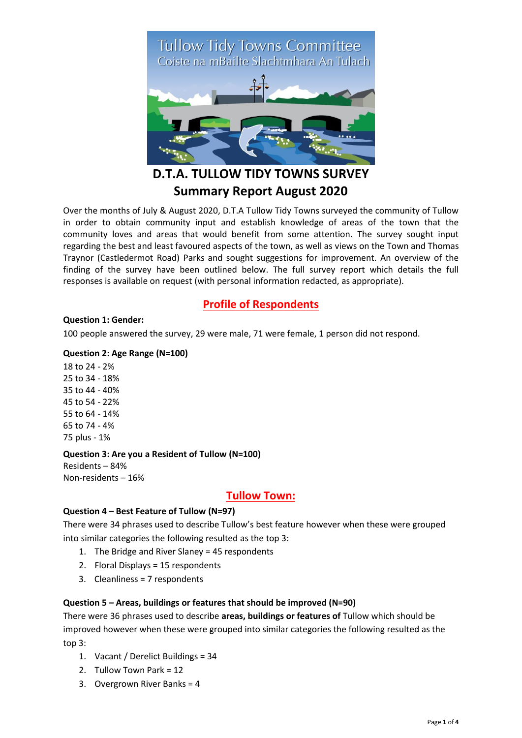Tullow Tidy Towns Committee

Coiste na mBailte Slachtmhara An Tulach

# D.T.A. TULLOW TIDY TOWNS SURVEY
# Summary Report August 2020

Over the months of July & August 2020, D.T.A Tullow Tidy Towns surveyed the community of Tullow in order to obtain community input and establish knowledge of areas of the town that the community loves and areas that would benefit from some attention. The survey sought input regarding the best and least favoured aspects of the town, as well as views on the Town and Thomas Traynor (Castledermot Road) Parks and sought suggestions for improvement. An overview of the finding of the survey have been outlined below. The full survey report which details the full responses is available on request (with personal information redacted, as appropriate).

## Profile of Respondents

**Question 1: Gender:**

100 people answered the survey, 29 were male, 71 were female, 1 person did not respond.

**Question 2: Age Range (N=100)**

18 to 24 - 2%
25 to 34 - 18%
35 to 44 - 40%
45 to 54 - 22%
55 to 64 - 14%
65 to 74 - 4%
75 plus - 1%

**Question 3: Are you a Resident of Tullow (N=100)**

Residents – 84%
Non-residents – 16%

## Tullow Town:

**Question 4 – Best Feature of Tullow (N=97)**

There were 34 phrases used to describe Tullow's best feature however when these were grouped into similar categories the following resulted as the top 3:

1. The Bridge and River Slaney = 45 respondents
2. Floral Displays = 15 respondents
3. Cleanliness = 7 respondents

**Question 5 – Areas, buildings or features that should be improved (N=90)**

There were 36 phrases used to describe **areas, buildings or features of** Tullow which should be improved however when these were grouped into similar categories the following resulted as the top 3:

1. Vacant / Derelict Buildings = 34
2. Tullow Town Park = 12
3. Overgrown River Banks = 4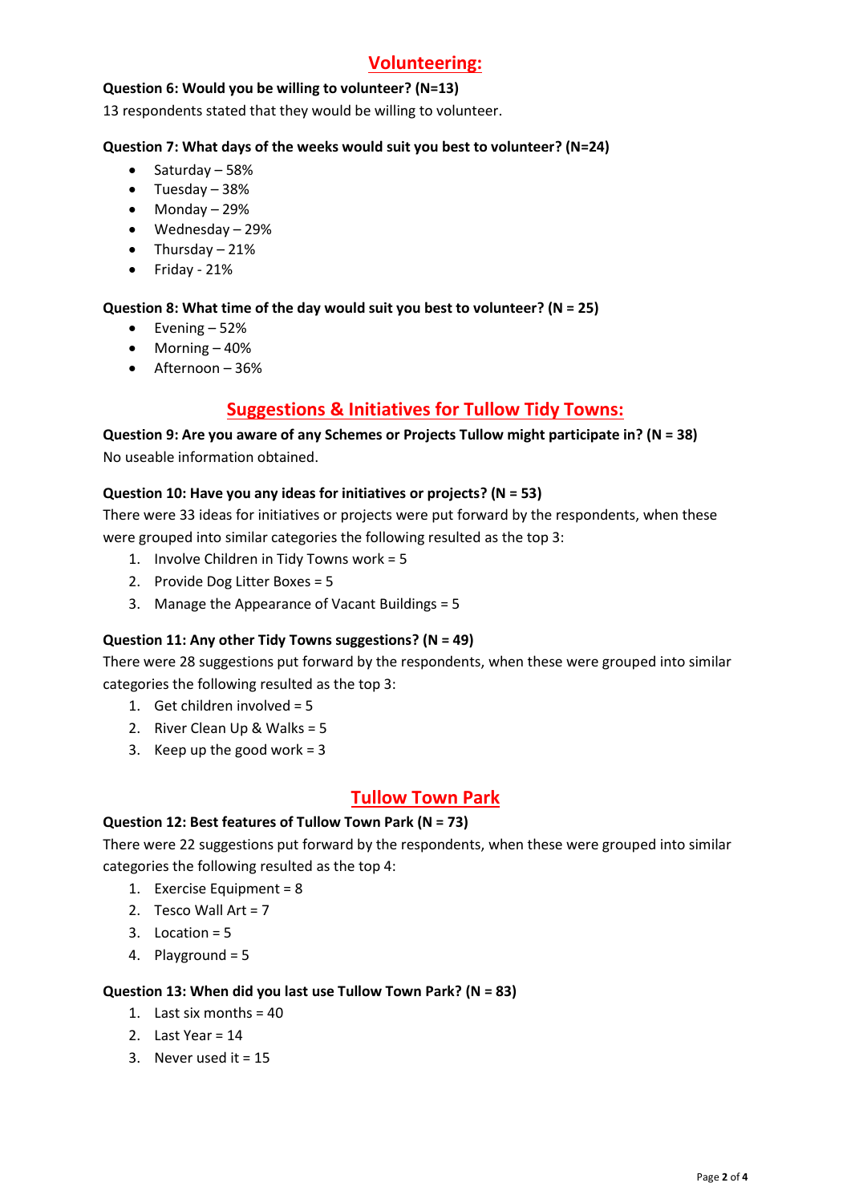## Volunteering:

**Question 6: Would you be willing to volunteer? (N=13)**

13 respondents stated that they would be willing to volunteer.

**Question 7: What days of the weeks would suit you best to volunteer? (N=24)**

- Saturday – 58%
- Tuesday – 38%
- Monday – 29%
- Wednesday – 29%
- Thursday – 21%
- Friday - 21%

**Question 8: What time of the day would suit you best to volunteer? (N = 25)**

- Evening – 52%
- Morning – 40%
- Afternoon – 36%

## Suggestions & Initiatives for Tullow Tidy Towns:

**Question 9: Are you aware of any Schemes or Projects Tullow might participate in? (N = 38)**

No useable information obtained.

**Question 10: Have you any ideas for initiatives or projects? (N = 53)**

There were 33 ideas for initiatives or projects were put forward by the respondents, when these were grouped into similar categories the following resulted as the top 3:

1. Involve Children in Tidy Towns work = 5
2. Provide Dog Litter Boxes = 5
3. Manage the Appearance of Vacant Buildings = 5

**Question 11: Any other Tidy Towns suggestions? (N = 49)**

There were 28 suggestions put forward by the respondents, when these were grouped into similar categories the following resulted as the top 3:

1. Get children involved = 5
2. River Clean Up & Walks = 5
3. Keep up the good work = 3

## Tullow Town Park

**Question 12: Best features of Tullow Town Park (N = 73)**

There were 22 suggestions put forward by the respondents, when these were grouped into similar categories the following resulted as the top 4:

1. Exercise Equipment = 8
2. Tesco Wall Art = 7
3. Location = 5
4. Playground = 5

**Question 13: When did you last use Tullow Town Park? (N = 83)**

1. Last six months = 40
2. Last Year = 14
3. Never used it = 15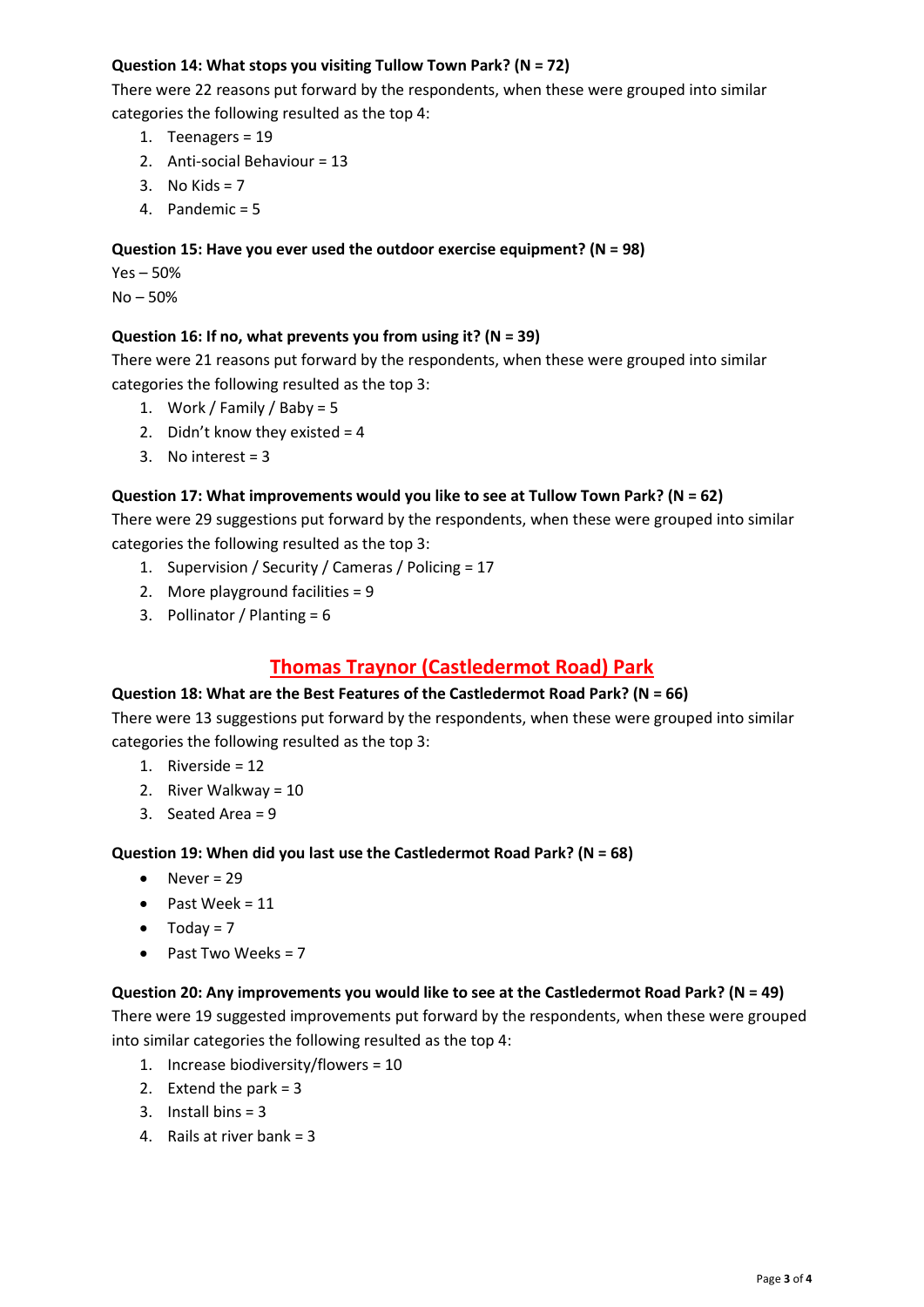**Question 14: What stops you visiting Tullow Town Park? (N = 72)**

There were 22 reasons put forward by the respondents, when these were grouped into similar categories the following resulted as the top 4:

1. Teenagers = 19
2. Anti-social Behaviour = 13
3. No Kids = 7
4. Pandemic = 5

**Question 15: Have you ever used the outdoor exercise equipment? (N = 98)**

Yes – 50%

No – 50%

**Question 16: If no, what prevents you from using it? (N = 39)**

There were 21 reasons put forward by the respondents, when these were grouped into similar categories the following resulted as the top 3:

1. Work / Family / Baby = 5
2. Didn't know they existed = 4
3. No interest = 3

**Question 17: What improvements would you like to see at Tullow Town Park? (N = 62)**

There were 29 suggestions put forward by the respondents, when these were grouped into similar categories the following resulted as the top 3:

1. Supervision / Security / Cameras / Policing = 17
2. More playground facilities = 9
3. Pollinator / Planting = 6

## Thomas Traynor (Castledermot Road) Park

**Question 18: What are the Best Features of the Castledermot Road Park? (N = 66)**

There were 13 suggestions put forward by the respondents, when these were grouped into similar categories the following resulted as the top 3:

1. Riverside = 12
2. River Walkway = 10
3. Seated Area = 9

**Question 19: When did you last use the Castledermot Road Park? (N = 68)**

- Never = 29
- Past Week = 11
- Today = 7
- Past Two Weeks = 7

**Question 20: Any improvements you would like to see at the Castledermot Road Park? (N = 49)**

There were 19 suggested improvements put forward by the respondents, when these were grouped into similar categories the following resulted as the top 4:

1. Increase biodiversity/flowers = 10
2. Extend the park = 3
3. Install bins = 3
4. Rails at river bank = 3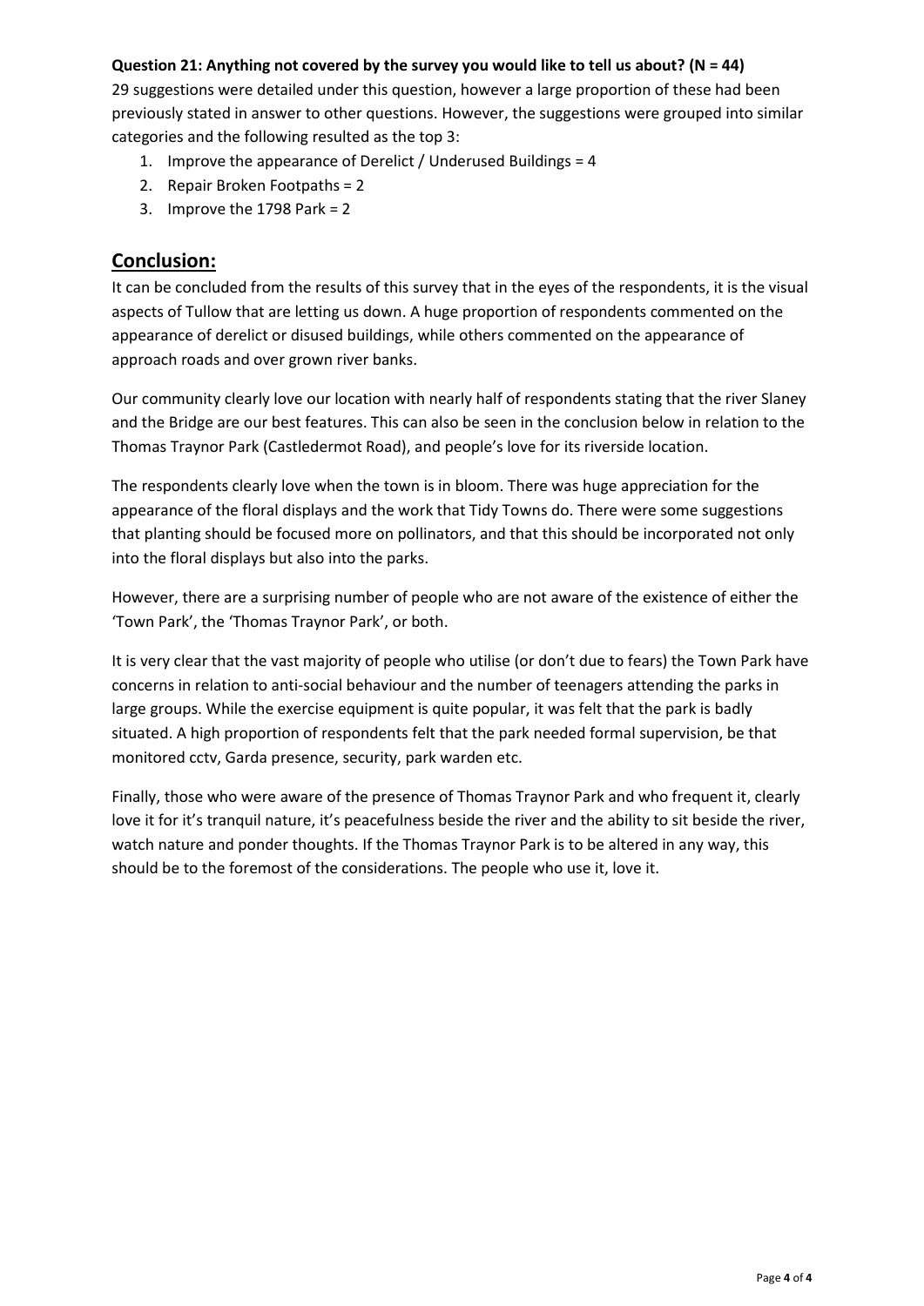**Question 21: Anything not covered by the survey you would like to tell us about? (N = 44)**

29 suggestions were detailed under this question, however a large proportion of these had been previously stated in answer to other questions. However, the suggestions were grouped into similar categories and the following resulted as the top 3:

1. Improve the appearance of Derelict / Underused Buildings = 4
2. Repair Broken Footpaths = 2
3. Improve the 1798 Park = 2

## Conclusion:

It can be concluded from the results of this survey that in the eyes of the respondents, it is the visual aspects of Tullow that are letting us down. A huge proportion of respondents commented on the appearance of derelict or disused buildings, while others commented on the appearance of approach roads and over grown river banks.

Our community clearly love our location with nearly half of respondents stating that the river Slaney and the Bridge are our best features. This can also be seen in the conclusion below in relation to the Thomas Traynor Park (Castledermot Road), and people's love for its riverside location.

The respondents clearly love when the town is in bloom. There was huge appreciation for the appearance of the floral displays and the work that Tidy Towns do. There were some suggestions that planting should be focused more on pollinators, and that this should be incorporated not only into the floral displays but also into the parks.

However, there are a surprising number of people who are not aware of the existence of either the 'Town Park', the 'Thomas Traynor Park', or both.

It is very clear that the vast majority of people who utilise (or don't due to fears) the Town Park have concerns in relation to anti-social behaviour and the number of teenagers attending the parks in large groups. While the exercise equipment is quite popular, it was felt that the park is badly situated. A high proportion of respondents felt that the park needed formal supervision, be that monitored cctv, Garda presence, security, park warden etc.

Finally, those who were aware of the presence of Thomas Traynor Park and who frequent it, clearly love it for it's tranquil nature, it's peacefulness beside the river and the ability to sit beside the river, watch nature and ponder thoughts. If the Thomas Traynor Park is to be altered in any way, this should be to the foremost of the considerations. The people who use it, love it.